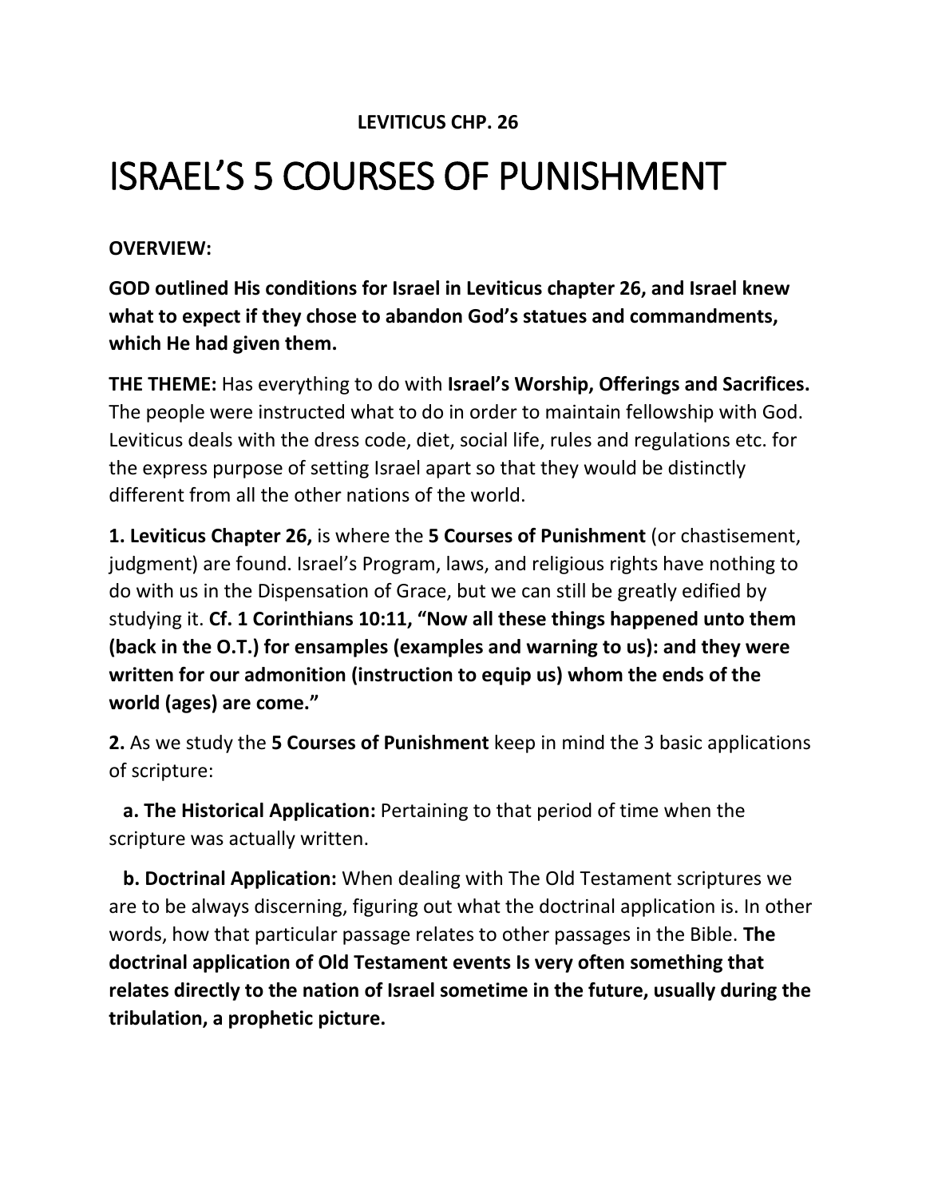**LEVITICUS CHP. 26**

# ISRAEL'S 5 COURSES OF PUNISHMENT

**OVERVIEW:**

**GOD outlined His conditions for Israel in Leviticus chapter 26, and Israel knew what to expect if they chose to abandon God's statues and commandments, which He had given them.**

**THE THEME:** Has everything to do with **Israel's Worship, Offerings and Sacrifices.** The people were instructed what to do in order to maintain fellowship with God. Leviticus deals with the dress code, diet, social life, rules and regulations etc. for the express purpose of setting Israel apart so that they would be distinctly different from all the other nations of the world.

**1. Leviticus Chapter 26,** is where the **5 Courses of Punishment** (or chastisement, judgment) are found. Israel's Program, laws, and religious rights have nothing to do with us in the Dispensation of Grace, but we can still be greatly edified by studying it. **Cf. 1 Corinthians 10:11, "Now all these things happened unto them (back in the O.T.) for ensamples (examples and warning to us): and they were written for our admonition (instruction to equip us) whom the ends of the world (ages) are come."**

**2.** As we study the **5 Courses of Punishment** keep in mind the 3 basic applications of scripture:

**a. The Historical Application:** Pertaining to that period of time when the scripture was actually written.

**b. Doctrinal Application:** When dealing with The Old Testament scriptures we are to be always discerning, figuring out what the doctrinal application is. In other words, how that particular passage relates to other passages in the Bible. **The doctrinal application of Old Testament events Is very often something that relates directly to the nation of Israel sometime in the future, usually during the tribulation, a prophetic picture.**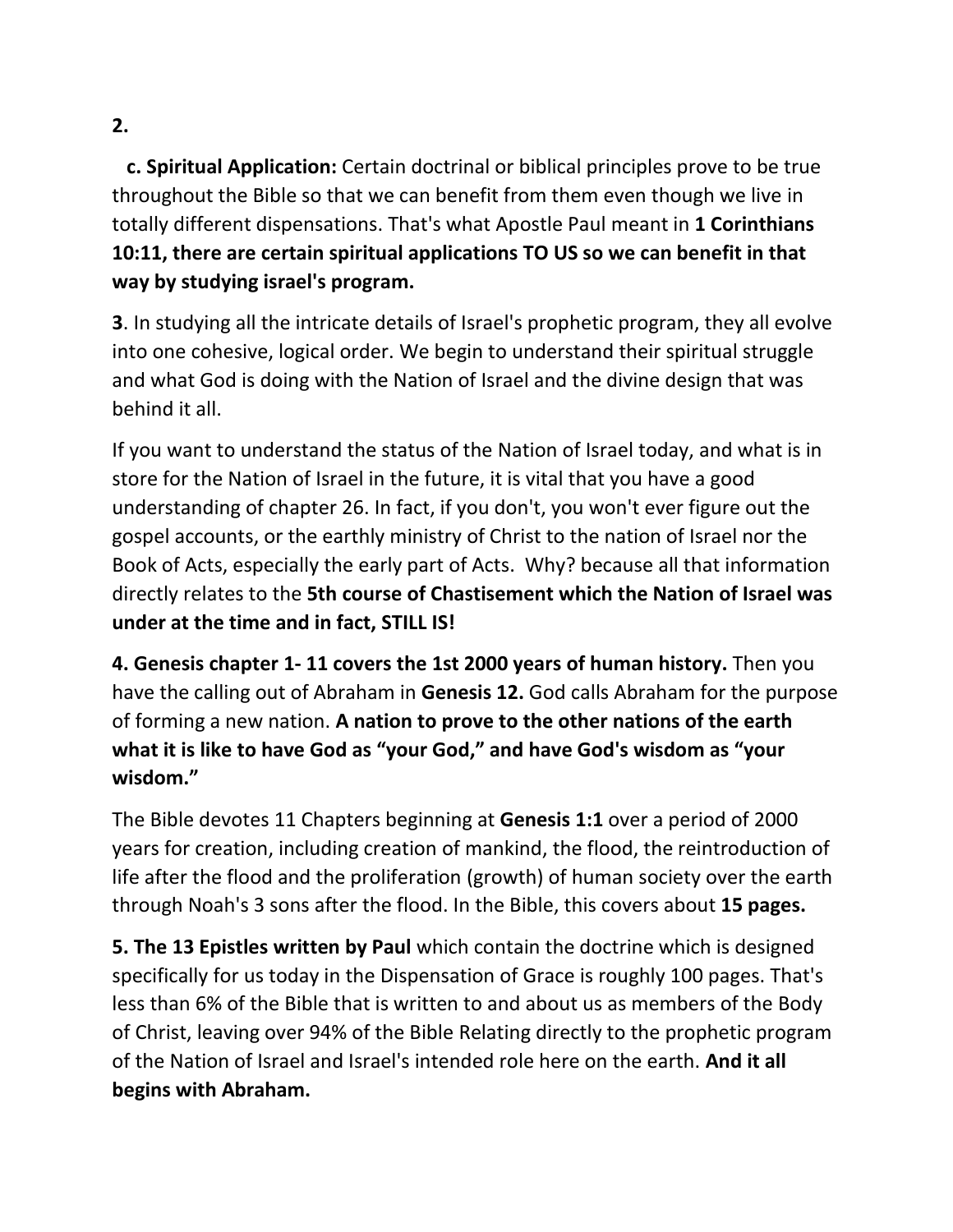**2.**

**c. Spiritual Application:** Certain doctrinal or biblical principles prove to be true throughout the Bible so that we can benefit from them even though we live in totally different dispensations. That's what Apostle Paul meant in **1 Corinthians 10:11, there are certain spiritual applications TO US so we can benefit in that way by studying israel's program.**

**3**. In studying all the intricate details of Israel's prophetic program, they all evolve into one cohesive, logical order. We begin to understand their spiritual struggle and what God is doing with the Nation of Israel and the divine design that was behind it all.

If you want to understand the status of the Nation of Israel today, and what is in store for the Nation of Israel in the future, it is vital that you have a good understanding of chapter 26. In fact, if you don't, you won't ever figure out the gospel accounts, or the earthly ministry of Christ to the nation of Israel nor the Book of Acts, especially the early part of Acts. Why? because all that information directly relates to the **5th course of Chastisement which the Nation of Israel was under at the time and in fact, STILL IS!**

**4. Genesis chapter 1- 11 covers the 1st 2000 years of human history.** Then you have the calling out of Abraham in **Genesis 12.** God calls Abraham for the purpose of forming a new nation. **A nation to prove to the other nations of the earth what it is like to have God as "your God," and have God's wisdom as "your wisdom."**

The Bible devotes 11 Chapters beginning at **Genesis 1:1** over a period of 2000 years for creation, including creation of mankind, the flood, the reintroduction of life after the flood and the proliferation (growth) of human society over the earth through Noah's 3 sons after the flood. In the Bible, this covers about **15 pages.**

**5. The 13 Epistles written by Paul** which contain the doctrine which is designed specifically for us today in the Dispensation of Grace is roughly 100 pages. That's less than 6% of the Bible that is written to and about us as members of the Body of Christ, leaving over 94% of the Bible Relating directly to the prophetic program of the Nation of Israel and Israel's intended role here on the earth. **And it all begins with Abraham.**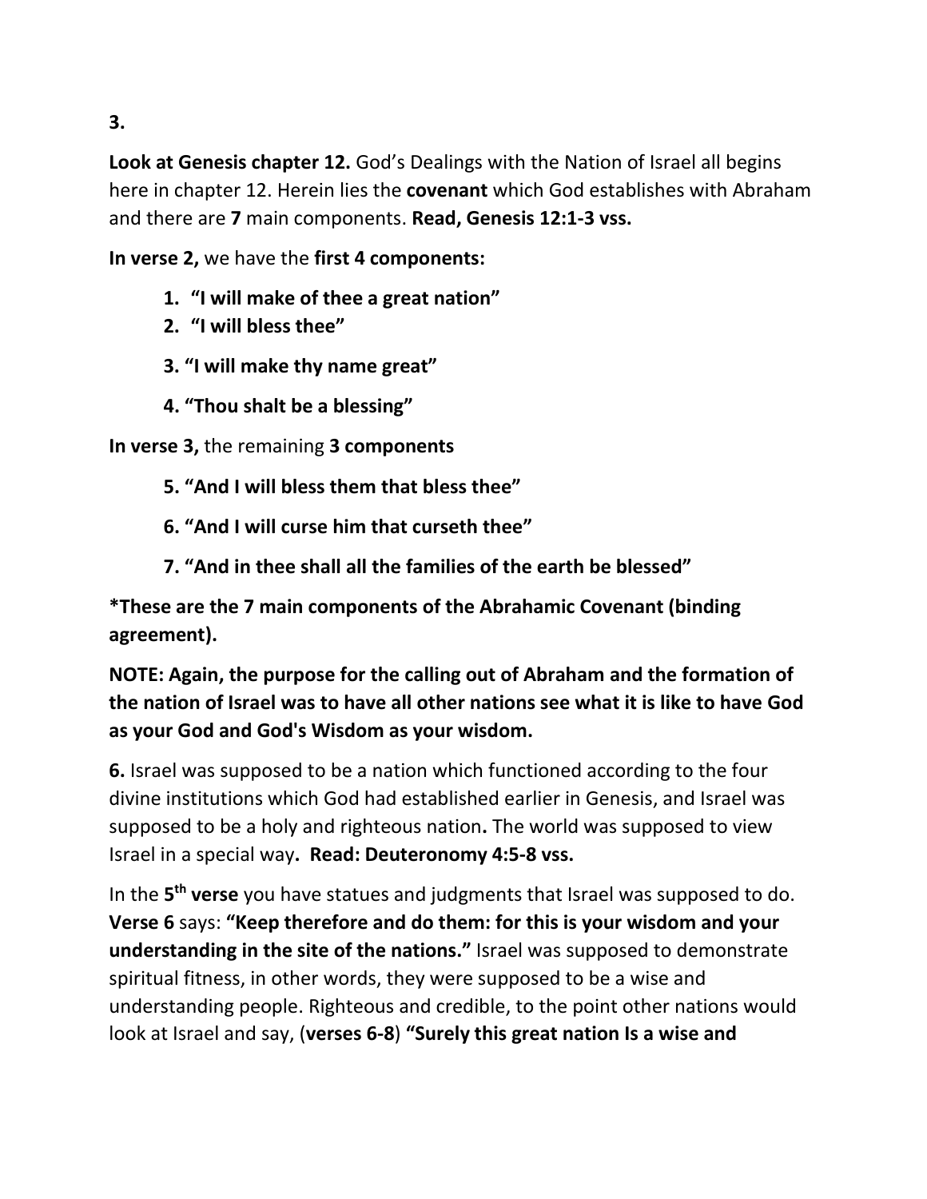**3.**

**Look at Genesis chapter 12.** God's Dealings with the Nation of Israel all begins here in chapter 12. Herein lies the **covenant** which God establishes with Abraham and there are **7** main components. **Read, Genesis 12:1-3 vss.**

**In verse 2,** we have the **first 4 components:**

1. **"I will make of thee a great nation"**
2. **"I will bless thee"**
3. **"I will make thy name great"**
4. **"Thou shalt be a blessing"**

**In verse 3,** the remaining **3 components**

5. **"And I will bless them that bless thee"**
6. **"And I will curse him that curseth thee"**
7. **"And in thee shall all the families of the earth be blessed"**

**\*These are the 7 main components of the Abrahamic Covenant (binding agreement).**

**NOTE: Again, the purpose for the calling out of Abraham and the formation of the nation of Israel was to have all other nations see what it is like to have God as your God and God's Wisdom as your wisdom.**

**6.** Israel was supposed to be a nation which functioned according to the four divine institutions which God had established earlier in Genesis, and Israel was supposed to be a holy and righteous nation**.** The world was supposed to view Israel in a special way**. Read: Deuteronomy 4:5-8 vss.**

In the **5th verse** you have statues and judgments that Israel was supposed to do. **Verse 6** says: **"Keep therefore and do them: for this is your wisdom and your understanding in the site of the nations."** Israel was supposed to demonstrate spiritual fitness, in other words, they were supposed to be a wise and understanding people. Righteous and credible, to the point other nations would look at Israel and say, (**verses 6-8**) **"Surely this great nation Is a wise and**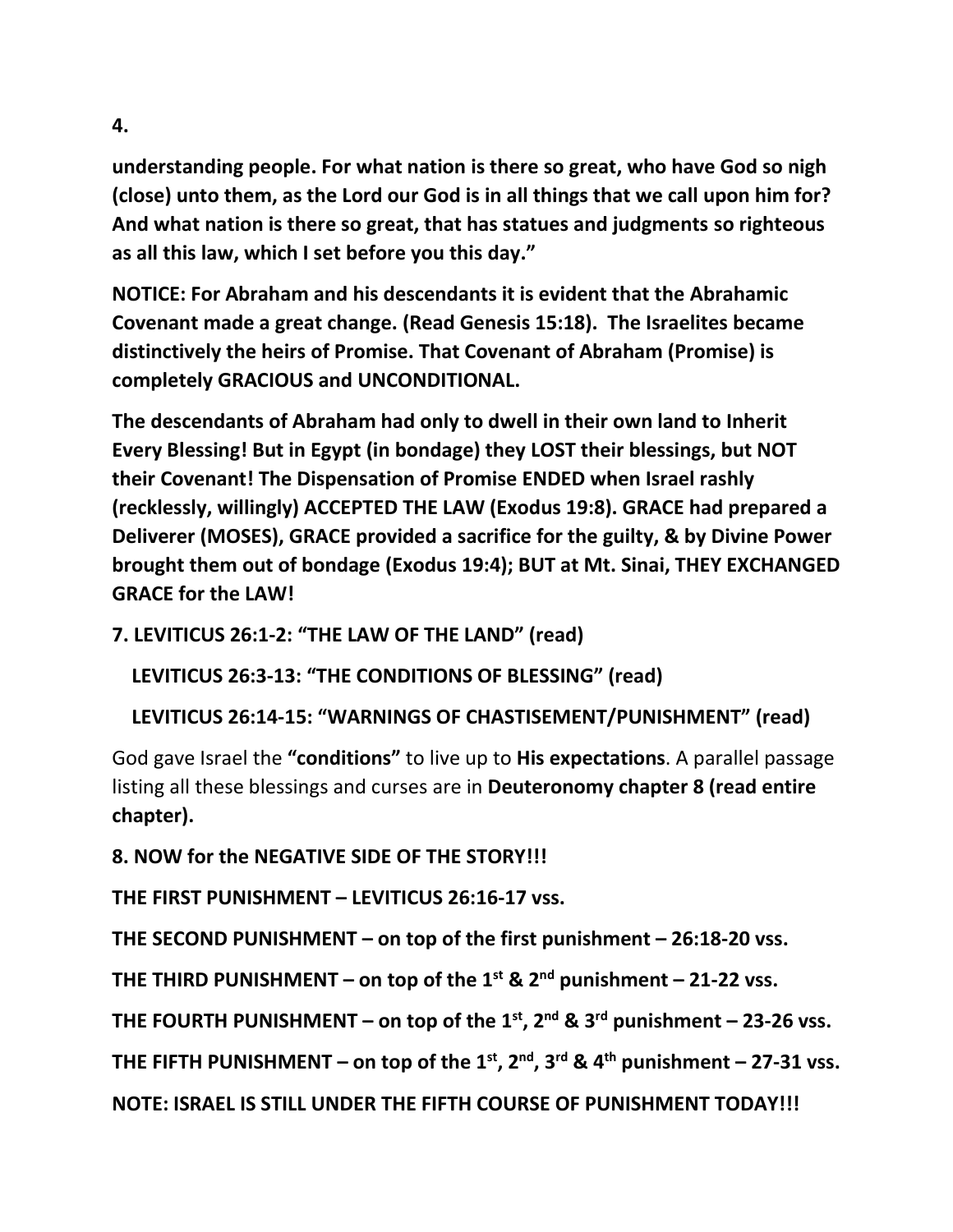**understanding people. For what nation is there so great, who have God so nigh (close) unto them, as the Lord our God is in all things that we call upon him for? And what nation is there so great, that has statues and judgments so righteous as all this law, which I set before you this day."**

**NOTICE: For Abraham and his descendants it is evident that the Abrahamic Covenant made a great change. (Read Genesis 15:18). The Israelites became distinctively the heirs of Promise. That Covenant of Abraham (Promise) is completely GRACIOUS and UNCONDITIONAL.**

**The descendants of Abraham had only to dwell in their own land to Inherit Every Blessing! But in Egypt (in bondage) they LOST their blessings, but NOT their Covenant! The Dispensation of Promise ENDED when Israel rashly (recklessly, willingly) ACCEPTED THE LAW (Exodus 19:8). GRACE had prepared a Deliverer (MOSES), GRACE provided a sacrifice for the guilty, & by Divine Power brought them out of bondage (Exodus 19:4); BUT at Mt. Sinai, THEY EXCHANGED GRACE for the LAW!**

**7. LEVITICUS 26:1-2: "THE LAW OF THE LAND" (read)**

**LEVITICUS 26:3-13: "THE CONDITIONS OF BLESSING" (read)**

**LEVITICUS 26:14-15: "WARNINGS OF CHASTISEMENT/PUNISHMENT" (read)**

God gave Israel the **"conditions"** to live up to **His expectations**. A parallel passage listing all these blessings and curses are in **Deuteronomy chapter 8 (read entire chapter).**

**8. NOW for the NEGATIVE SIDE OF THE STORY!!!**

**THE FIRST PUNISHMENT – LEVITICUS 26:16-17 vss.**

**THE SECOND PUNISHMENT – on top of the first punishment – 26:18-20 vss.**

**THE THIRD PUNISHMENT – on top of the 1st & 2nd punishment – 21-22 vss.**

**THE FOURTH PUNISHMENT – on top of the 1st, 2nd & 3rd punishment – 23-26 vss.**

**THE FIFTH PUNISHMENT – on top of the 1st, 2nd, 3rd & 4th punishment – 27-31 vss.**

**NOTE: ISRAEL IS STILL UNDER THE FIFTH COURSE OF PUNISHMENT TODAY!!!**